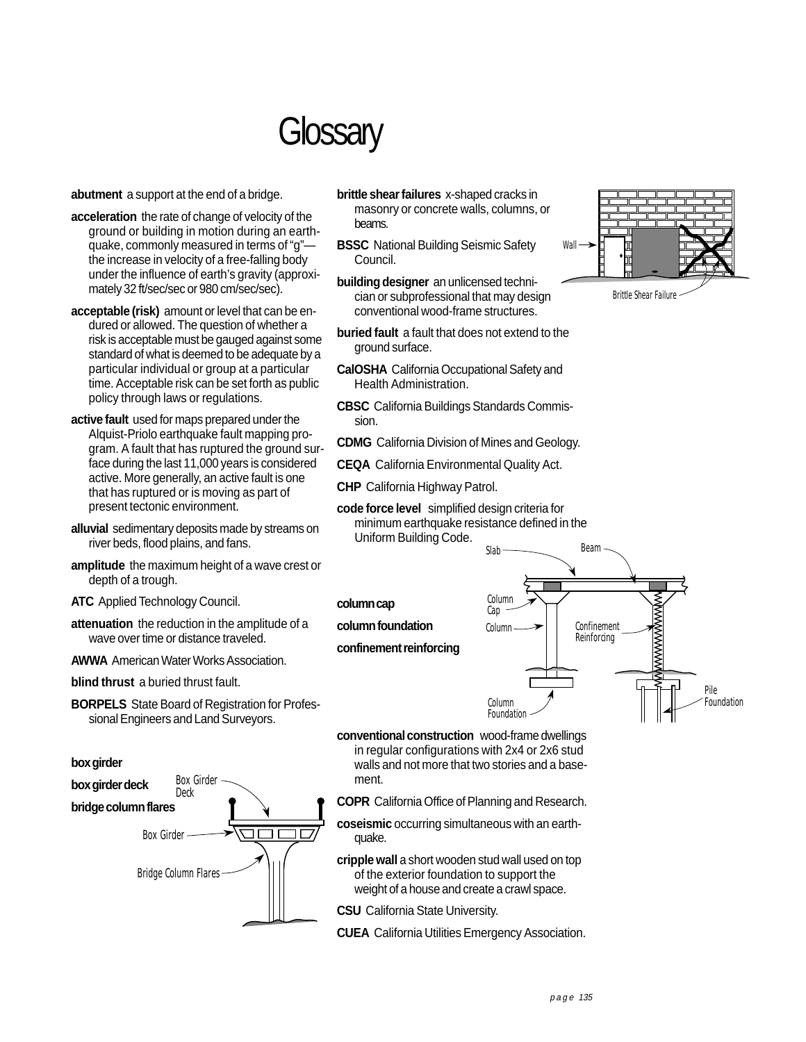# Glossary

**abutment** a support at the end of a bridge.

**acceleration** the rate of change of velocity of the ground or building in motion during an earthquake, commonly measured in terms of "g"—the increase in velocity of a free-falling body under the influence of earth's gravity (approximately 32 ft/sec/sec or 980 cm/sec/sec).

**acceptable (risk)** amount or level that can be endured or allowed. The question of whether a risk is acceptable must be gauged against some standard of what is deemed to be adequate by a particular individual or group at a particular time. Acceptable risk can be set forth as public policy through laws or regulations.

**active fault** used for maps prepared under the Alquist-Priolo earthquake fault mapping program. A fault that has ruptured the ground surface during the last 11,000 years is considered active. More generally, an active fault is one that has ruptured or is moving as part of present tectonic environment.

**alluvial** sedimentary deposits made by streams on river beds, flood plains, and fans.

**amplitude** the maximum height of a wave crest or depth of a trough.

**ATC** Applied Technology Council.

**attenuation** the reduction in the amplitude of a wave over time or distance traveled.

**AWWA** American Water Works Association.

**blind thrust** a buried thrust fault.

**BORPELS** State Board of Registration for Professional Engineers and Land Surveyors.

**box girder**

**box girder deck**

**bridge column flares**

**brittle shear failures** x-shaped cracks in masonry or concrete walls, columns, or beams.

**BSSC** National Building Seismic Safety Council.

**building designer** an unlicensed technician or subprofessional that may design conventional wood-frame structures.

**buried fault** a fault that does not extend to the ground surface.

**CalOSHA** California Occupational Safety and Health Administration.

**CBSC** California Buildings Standards Commission.

**CDMG** California Division of Mines and Geology.

**CEQA** California Environmental Quality Act.

**CHP** California Highway Patrol.

**code force level** simplified design criteria for minimum earthquake resistance defined in the Uniform Building Code.

**column cap**

**column foundation**

**confinement reinforcing**

**conventional construction** wood-frame dwellings in regular configurations with 2x4 or 2x6 stud walls and not more that two stories and a basement.

**COPR** California Office of Planning and Research.

**coseismic** occurring simultaneous with an earthquake.

**cripple wall** a short wooden stud wall used on top of the exterior foundation to support the weight of a house and create a crawl space.

**CSU** California State University.

**CUEA** California Utilities Emergency Association.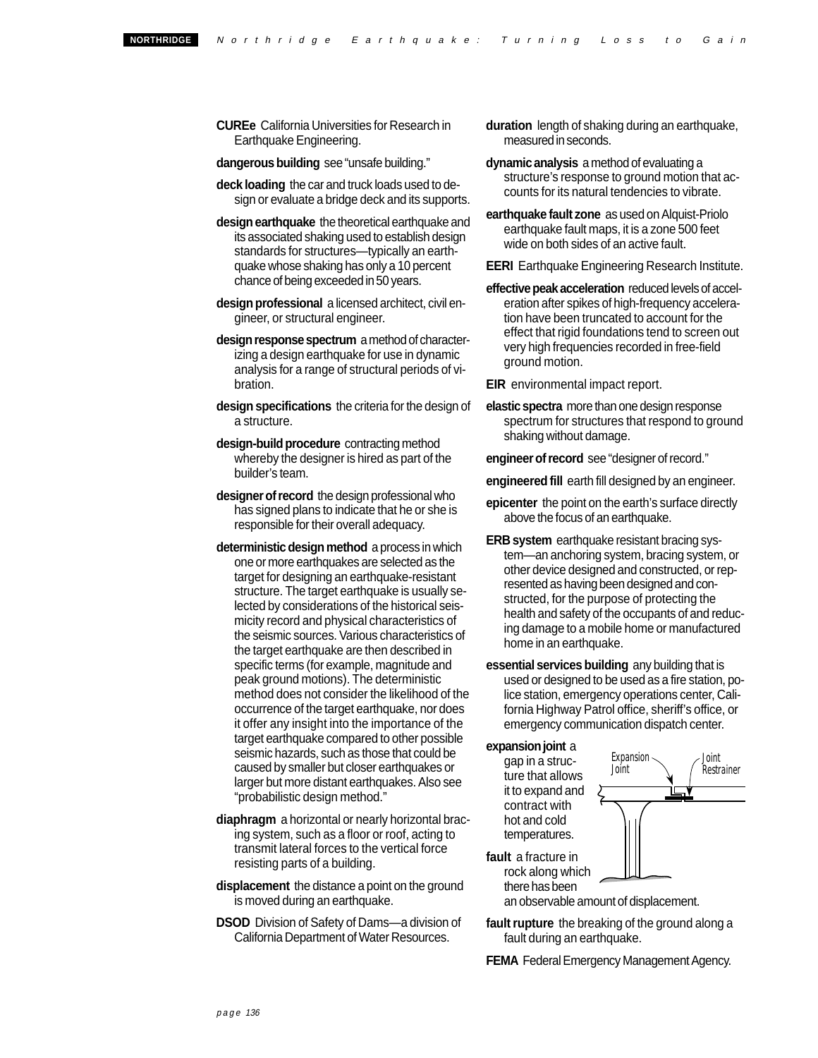**CUREe** California Universities for Research in Earthquake Engineering.

**dangerous building** see "unsafe building."

**deck loading** the car and truck loads used to design or evaluate a bridge deck and its supports.

**design earthquake** the theoretical earthquake and its associated shaking used to establish design standards for structures—typically an earthquake whose shaking has only a 10 percent chance of being exceeded in 50 years.

**design professional** a licensed architect, civil engineer, or structural engineer.

**design response spectrum** a method of characterizing a design earthquake for use in dynamic analysis for a range of structural periods of vibration.

**design specifications** the criteria for the design of a structure.

**design-build procedure** contracting method whereby the designer is hired as part of the builder's team.

**designer of record** the design professional who has signed plans to indicate that he or she is responsible for their overall adequacy.

**deterministic design method** a process in which one or more earthquakes are selected as the target for designing an earthquake-resistant structure. The target earthquake is usually selected by considerations of the historical seismicity record and physical characteristics of the seismic sources. Various characteristics of the target earthquake are then described in specific terms (for example, magnitude and peak ground motions). The deterministic method does not consider the likelihood of the occurrence of the target earthquake, nor does it offer any insight into the importance of the target earthquake compared to other possible seismic hazards, such as those that could be caused by smaller but closer earthquakes or larger but more distant earthquakes. Also see "probabilistic design method."

**diaphragm** a horizontal or nearly horizontal bracing system, such as a floor or roof, acting to transmit lateral forces to the vertical force resisting parts of a building.

**displacement** the distance a point on the ground is moved during an earthquake.

**DSOD** Division of Safety of Dams—a division of California Department of Water Resources.

**duration** length of shaking during an earthquake, measured in seconds.

**dynamic analysis** a method of evaluating a structure's response to ground motion that accounts for its natural tendencies to vibrate.

**earthquake fault zone** as used on Alquist-Priolo earthquake fault maps, it is a zone 500 feet wide on both sides of an active fault.

**EERI** Earthquake Engineering Research Institute.

**effective peak acceleration** reduced levels of acceleration after spikes of high-frequency acceleration have been truncated to account for the effect that rigid foundations tend to screen out very high frequencies recorded in free-field ground motion.

**EIR** environmental impact report.

**elastic spectra** more than one design response spectrum for structures that respond to ground shaking without damage.

**engineer of record** see "designer of record."

**engineered fill** earth fill designed by an engineer.

**epicenter** the point on the earth's surface directly above the focus of an earthquake.

**ERB system** earthquake resistant bracing system—an anchoring system, bracing system, or other device designed and constructed, or represented as having been designed and constructed, for the purpose of protecting the health and safety of the occupants of and reducing damage to a mobile home or manufactured home in an earthquake.

**essential services building** any building that is used or designed to be used as a fire station, police station, emergency operations center, California Highway Patrol office, sheriff's office, or emergency communication dispatch center.

**expansion joint** a gap in a structure that allows it to expand and contract with hot and cold temperatures.

Expansion Joint — Joint Restrainer

**fault** a fracture in rock along which there has been an observable amount of displacement.

**fault rupture** the breaking of the ground along a fault during an earthquake.

**FEMA** Federal Emergency Management Agency.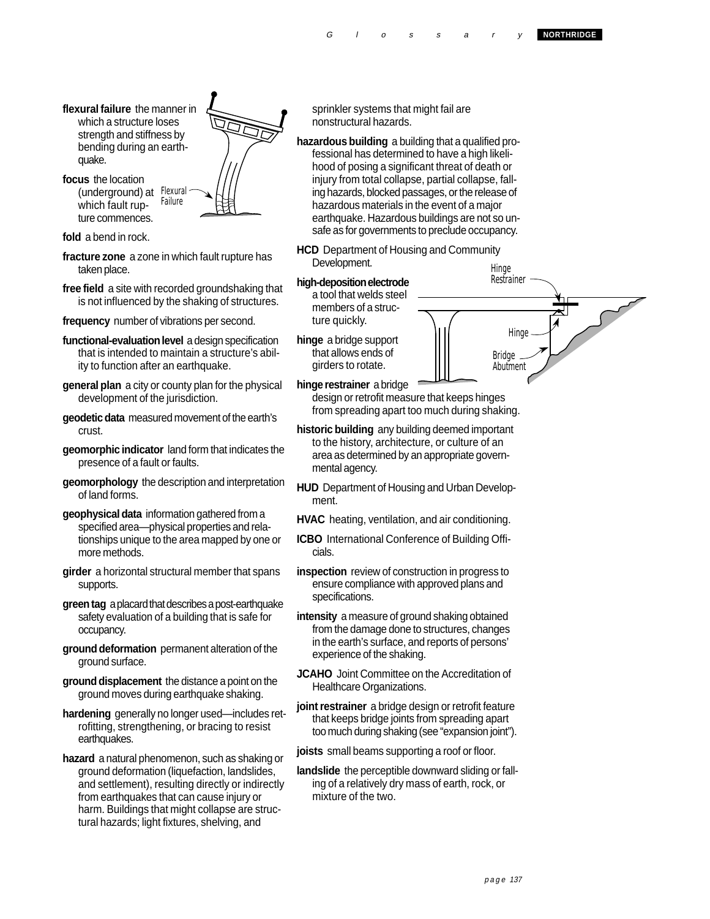**flexural failure** the manner in which a structure loses strength and stiffness by bending during an earthquake.

**focus** the location (underground) at which fault rupture commences.

**fold** a bend in rock.

**fracture zone** a zone in which fault rupture has taken place.

**free field** a site with recorded groundshaking that is not influenced by the shaking of structures.

**frequency** number of vibrations per second.

**functional-evaluation level** a design specification that is intended to maintain a structure's ability to function after an earthquake.

**general plan** a city or county plan for the physical development of the jurisdiction.

**geodetic data** measured movement of the earth's crust.

**geomorphic indicator** land form that indicates the presence of a fault or faults.

**geomorphology** the description and interpretation of land forms.

**geophysical data** information gathered from a specified area—physical properties and relationships unique to the area mapped by one or more methods.

**girder** a horizontal structural member that spans supports.

**green tag** a placard that describes a post-earthquake safety evaluation of a building that is safe for occupancy.

**ground deformation** permanent alteration of the ground surface.

**ground displacement** the distance a point on the ground moves during earthquake shaking.

**hardening** generally no longer used—includes retrofitting, strengthening, or bracing to resist earthquakes.

**hazard** a natural phenomenon, such as shaking or ground deformation (liquefaction, landslides, and settlement), resulting directly or indirectly from earthquakes that can cause injury or harm. Buildings that might collapse are structural hazards; light fixtures, shelving, and sprinkler systems that might fail are nonstructural hazards.

**hazardous building** a building that a qualified professional has determined to have a high likelihood of posing a significant threat of death or injury from total collapse, partial collapse, falling hazards, blocked passages, or the release of hazardous materials in the event of a major earthquake. Hazardous buildings are not so unsafe as for governments to preclude occupancy.

**HCD** Department of Housing and Community Development.

**high-deposition electrode** a tool that welds steel members of a structure quickly.

**hinge** a bridge support that allows ends of girders to rotate.

**hinge restrainer** a bridge design or retrofit measure that keeps hinges from spreading apart too much during shaking.

**historic building** any building deemed important to the history, architecture, or culture of an area as determined by an appropriate governmental agency.

**HUD** Department of Housing and Urban Development.

**HVAC** heating, ventilation, and air conditioning.

**ICBO** International Conference of Building Officials.

**inspection** review of construction in progress to ensure compliance with approved plans and specifications.

**intensity** a measure of ground shaking obtained from the damage done to structures, changes in the earth's surface, and reports of persons' experience of the shaking.

**JCAHO** Joint Committee on the Accreditation of Healthcare Organizations.

**joint restrainer** a bridge design or retrofit feature that keeps bridge joints from spreading apart too much during shaking (see "expansion joint").

**joists** small beams supporting a roof or floor.

**landslide** the perceptible downward sliding or falling of a relatively dry mass of earth, rock, or mixture of the two.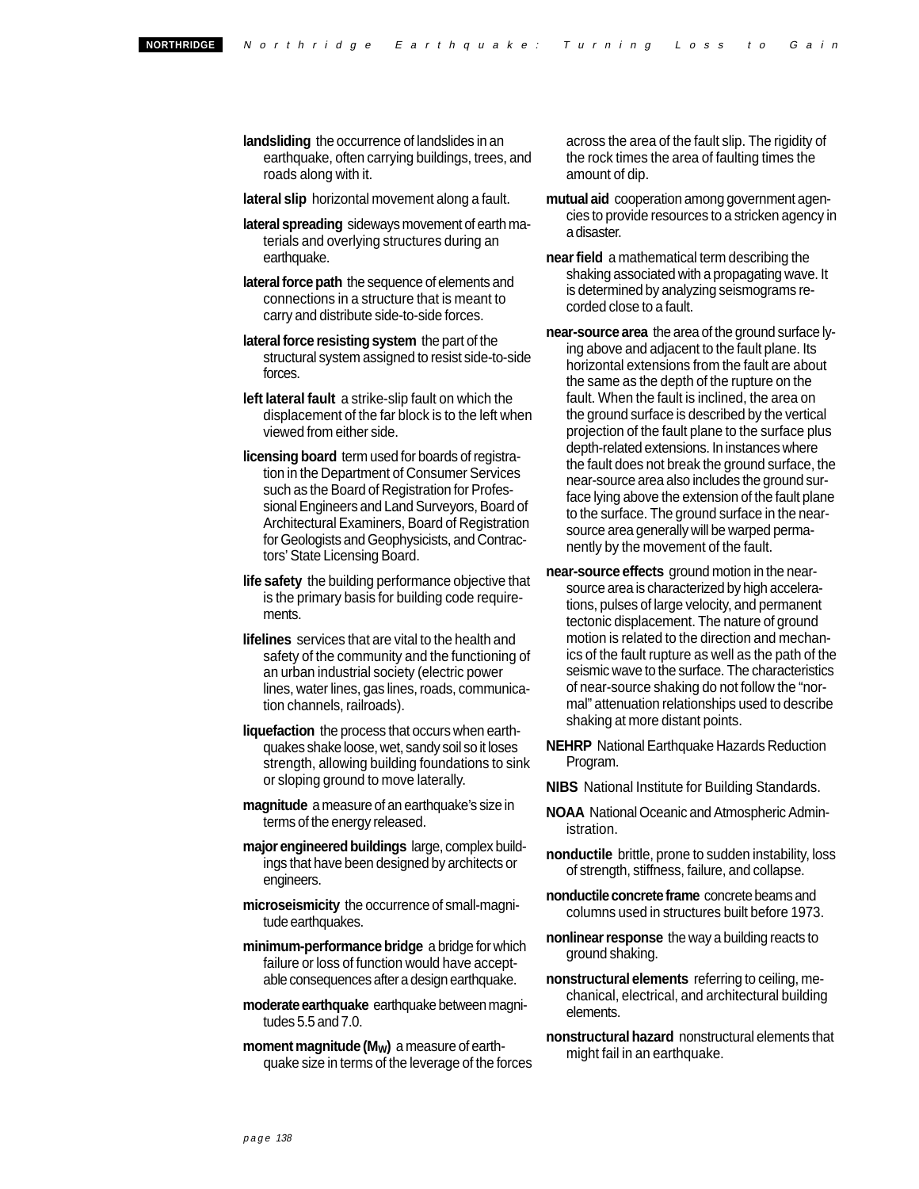**landsliding** the occurrence of landslides in an earthquake, often carrying buildings, trees, and roads along with it.

**lateral slip** horizontal movement along a fault.

**lateral spreading** sideways movement of earth materials and overlying structures during an earthquake.

**lateral force path** the sequence of elements and connections in a structure that is meant to carry and distribute side-to-side forces.

**lateral force resisting system** the part of the structural system assigned to resist side-to-side forces.

**left lateral fault** a strike-slip fault on which the displacement of the far block is to the left when viewed from either side.

**licensing board** term used for boards of registration in the Department of Consumer Services such as the Board of Registration for Professional Engineers and Land Surveyors, Board of Architectural Examiners, Board of Registration for Geologists and Geophysicists, and Contractors' State Licensing Board.

**life safety** the building performance objective that is the primary basis for building code requirements.

**lifelines** services that are vital to the health and safety of the community and the functioning of an urban industrial society (electric power lines, water lines, gas lines, roads, communication channels, railroads).

**liquefaction** the process that occurs when earthquakes shake loose, wet, sandy soil so it loses strength, allowing building foundations to sink or sloping ground to move laterally.

**magnitude** a measure of an earthquake's size in terms of the energy released.

**major engineered buildings** large, complex buildings that have been designed by architects or engineers.

**microseismicity** the occurrence of small-magnitude earthquakes.

**minimum-performance bridge** a bridge for which failure or loss of function would have acceptable consequences after a design earthquake.

**moderate earthquake** earthquake between magnitudes 5.5 and 7.0.

**moment magnitude ($M_W$)** a measure of earthquake size in terms of the leverage of the forces across the area of the fault slip. The rigidity of the rock times the area of faulting times the amount of dip.

**mutual aid** cooperation among government agencies to provide resources to a stricken agency in a disaster.

**near field** a mathematical term describing the shaking associated with a propagating wave. It is determined by analyzing seismograms recorded close to a fault.

**near-source area** the area of the ground surface lying above and adjacent to the fault plane. Its horizontal extensions from the fault are about the same as the depth of the rupture on the fault. When the fault is inclined, the area on the ground surface is described by the vertical projection of the fault plane to the surface plus depth-related extensions. In instances where the fault does not break the ground surface, the near-source area also includes the ground surface lying above the extension of the fault plane to the surface. The ground surface in the near-source area generally will be warped permanently by the movement of the fault.

**near-source effects** ground motion in the near-source area is characterized by high accelerations, pulses of large velocity, and permanent tectonic displacement. The nature of ground motion is related to the direction and mechanics of the fault rupture as well as the path of the seismic wave to the surface. The characteristics of near-source shaking do not follow the "normal" attenuation relationships used to describe shaking at more distant points.

**NEHRP** National Earthquake Hazards Reduction Program.

**NIBS** National Institute for Building Standards.

**NOAA** National Oceanic and Atmospheric Administration.

**nonductile** brittle, prone to sudden instability, loss of strength, stiffness, failure, and collapse.

**nonductile concrete frame** concrete beams and columns used in structures built before 1973.

**nonlinear response** the way a building reacts to ground shaking.

**nonstructural elements** referring to ceiling, mechanical, electrical, and architectural building elements.

**nonstructural hazard** nonstructural elements that might fail in an earthquake.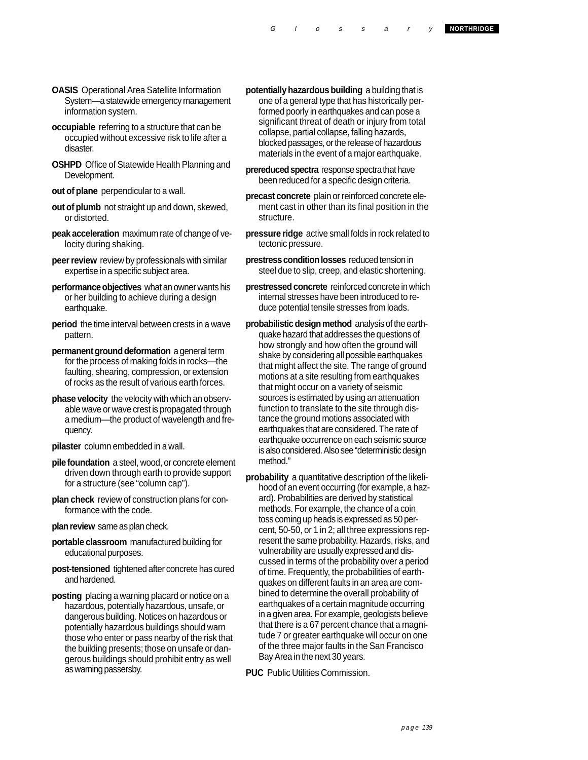**OASIS** Operational Area Satellite Information System—a statewide emergency management information system.

**occupiable** referring to a structure that can be occupied without excessive risk to life after a disaster.

**OSHPD** Office of Statewide Health Planning and Development.

**out of plane** perpendicular to a wall.

**out of plumb** not straight up and down, skewed, or distorted.

**peak acceleration** maximum rate of change of velocity during shaking.

**peer review** review by professionals with similar expertise in a specific subject area.

**performance objectives** what an owner wants his or her building to achieve during a design earthquake.

**period** the time interval between crests in a wave pattern.

**permanent ground deformation** a general term for the process of making folds in rocks—the faulting, shearing, compression, or extension of rocks as the result of various earth forces.

**phase velocity** the velocity with which an observable wave or wave crest is propagated through a medium—the product of wavelength and frequency.

**pilaster** column embedded in a wall.

**pile foundation** a steel, wood, or concrete element driven down through earth to provide support for a structure (see "column cap").

**plan check** review of construction plans for conformance with the code.

**plan review** same as plan check.

**portable classroom** manufactured building for educational purposes.

**post-tensioned** tightened after concrete has cured and hardened.

**posting** placing a warning placard or notice on a hazardous, potentially hazardous, unsafe, or dangerous building. Notices on hazardous or potentially hazardous buildings should warn those who enter or pass nearby of the risk that the building presents; those on unsafe or dangerous buildings should prohibit entry as well as warning passersby.

**potentially hazardous building** a building that is one of a general type that has historically performed poorly in earthquakes and can pose a significant threat of death or injury from total collapse, partial collapse, falling hazards, blocked passages, or the release of hazardous materials in the event of a major earthquake.

**prereduced spectra** response spectra that have been reduced for a specific design criteria.

**precast concrete** plain or reinforced concrete element cast in other than its final position in the structure.

**pressure ridge** active small folds in rock related to tectonic pressure.

**prestress condition losses** reduced tension in steel due to slip, creep, and elastic shortening.

**prestressed concrete** reinforced concrete in which internal stresses have been introduced to reduce potential tensile stresses from loads.

**probabilistic design method** analysis of the earthquake hazard that addresses the questions of how strongly and how often the ground will shake by considering all possible earthquakes that might affect the site. The range of ground motions at a site resulting from earthquakes that might occur on a variety of seismic sources is estimated by using an attenuation function to translate to the site through distance the ground motions associated with earthquakes that are considered. The rate of earthquake occurrence on each seismic source is also considered. Also see "deterministic design method."

**probability** a quantitative description of the likelihood of an event occurring (for example, a hazard). Probabilities are derived by statistical methods. For example, the chance of a coin toss coming up heads is expressed as 50 percent, 50-50, or 1 in 2; all three expressions represent the same probability. Hazards, risks, and vulnerability are usually expressed and discussed in terms of the probability over a period of time. Frequently, the probabilities of earthquakes on different faults in an area are combined to determine the overall probability of earthquakes of a certain magnitude occurring in a given area. For example, geologists believe that there is a 67 percent chance that a magnitude 7 or greater earthquake will occur on one of the three major faults in the San Francisco Bay Area in the next 30 years.

**PUC** Public Utilities Commission.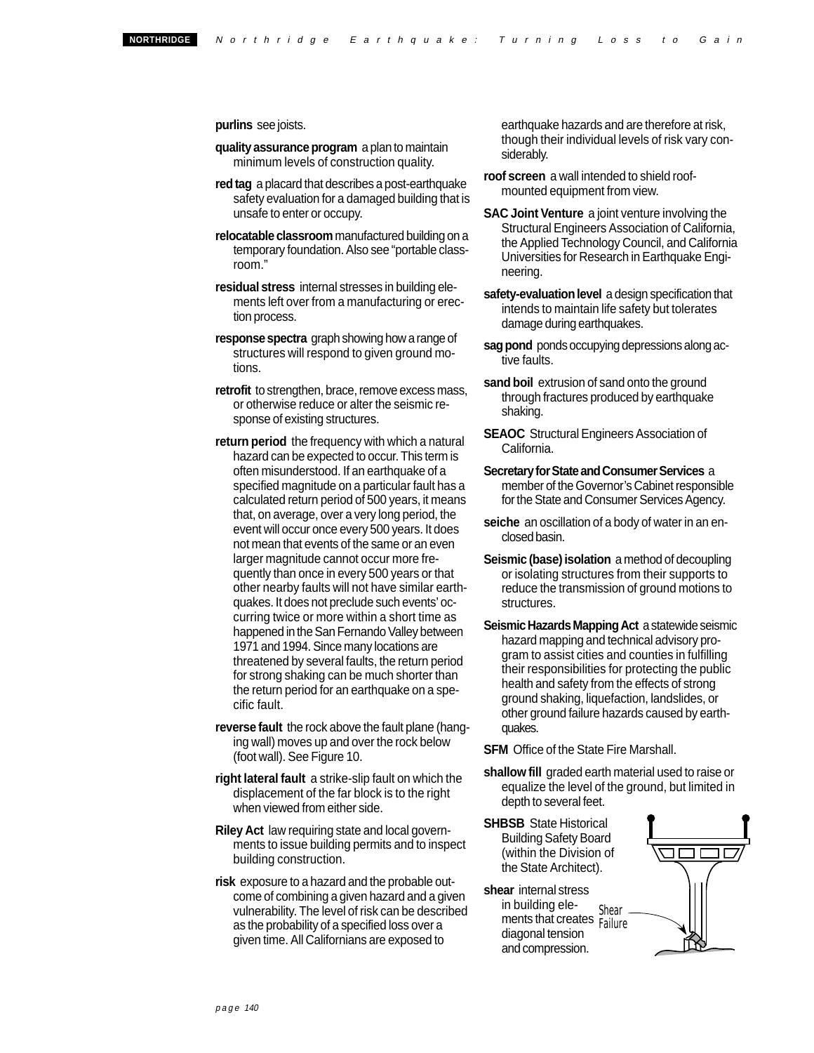**purlins** see joists.

**quality assurance program** a plan to maintain minimum levels of construction quality.

**red tag** a placard that describes a post-earthquake safety evaluation for a damaged building that is unsafe to enter or occupy.

**relocatable classroom** manufactured building on a temporary foundation. Also see "portable classroom."

**residual stress** internal stresses in building elements left over from a manufacturing or erection process.

**response spectra** graph showing how a range of structures will respond to given ground motions.

**retrofit** to strengthen, brace, remove excess mass, or otherwise reduce or alter the seismic response of existing structures.

**return period** the frequency with which a natural hazard can be expected to occur. This term is often misunderstood. If an earthquake of a specified magnitude on a particular fault has a calculated return period of 500 years, it means that, on average, over a very long period, the event will occur once every 500 years. It does not mean that events of the same or an even larger magnitude cannot occur more frequently than once in every 500 years or that other nearby faults will not have similar earthquakes. It does not preclude such events' occurring twice or more within a short time as happened in the San Fernando Valley between 1971 and 1994. Since many locations are threatened by several faults, the return period for strong shaking can be much shorter than the return period for an earthquake on a specific fault.

**reverse fault** the rock above the fault plane (hanging wall) moves up and over the rock below (foot wall). See Figure 10.

**right lateral fault** a strike-slip fault on which the displacement of the far block is to the right when viewed from either side.

**Riley Act** law requiring state and local governments to issue building permits and to inspect building construction.

**risk** exposure to a hazard and the probable outcome of combining a given hazard and a given vulnerability. The level of risk can be described as the probability of a specified loss over a given time. All Californians are exposed to earthquake hazards and are therefore at risk, though their individual levels of risk vary considerably.

**roof screen** a wall intended to shield roof-mounted equipment from view.

**SAC Joint Venture** a joint venture involving the Structural Engineers Association of California, the Applied Technology Council, and California Universities for Research in Earthquake Engineering.

**safety-evaluation level** a design specification that intends to maintain life safety but tolerates damage during earthquakes.

**sag pond** ponds occupying depressions along active faults.

**sand boil** extrusion of sand onto the ground through fractures produced by earthquake shaking.

**SEAOC** Structural Engineers Association of California.

**Secretary for State and Consumer Services** a member of the Governor's Cabinet responsible for the State and Consumer Services Agency.

**seiche** an oscillation of a body of water in an enclosed basin.

**Seismic (base) isolation** a method of decoupling or isolating structures from their supports to reduce the transmission of ground motions to structures.

**Seismic Hazards Mapping Act** a statewide seismic hazard mapping and technical advisory program to assist cities and counties in fulfilling their responsibilities for protecting the public health and safety from the effects of strong ground shaking, liquefaction, landslides, or other ground failure hazards caused by earthquakes.

**SFM** Office of the State Fire Marshall.

**shallow fill** graded earth material used to raise or equalize the level of the ground, but limited in depth to several feet.

**SHBSB** State Historical Building Safety Board (within the Division of the State Architect).

**shear** internal stress in building elements that creates diagonal tension and compression.

Shear Failure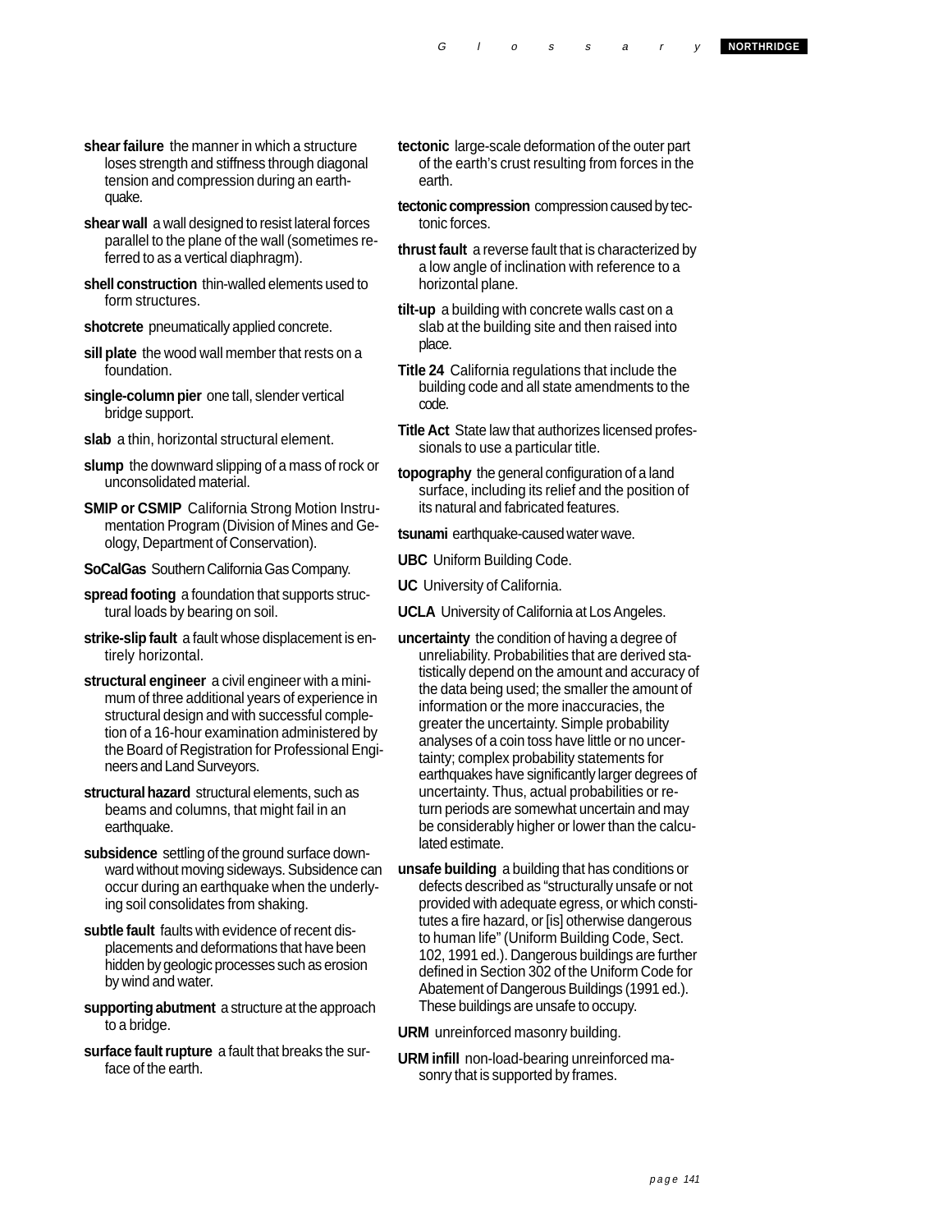**shear failure** the manner in which a structure loses strength and stiffness through diagonal tension and compression during an earthquake.

**shear wall** a wall designed to resist lateral forces parallel to the plane of the wall (sometimes referred to as a vertical diaphragm).

**shell construction** thin-walled elements used to form structures.

**shotcrete** pneumatically applied concrete.

**sill plate** the wood wall member that rests on a foundation.

**single-column pier** one tall, slender vertical bridge support.

**slab** a thin, horizontal structural element.

**slump** the downward slipping of a mass of rock or unconsolidated material.

**SMIP or CSMIP** California Strong Motion Instrumentation Program (Division of Mines and Geology, Department of Conservation).

**SoCalGas** Southern California Gas Company.

**spread footing** a foundation that supports structural loads by bearing on soil.

**strike-slip fault** a fault whose displacement is entirely horizontal.

**structural engineer** a civil engineer with a minimum of three additional years of experience in structural design and with successful completion of a 16-hour examination administered by the Board of Registration for Professional Engineers and Land Surveyors.

**structural hazard** structural elements, such as beams and columns, that might fail in an earthquake.

**subsidence** settling of the ground surface downward without moving sideways. Subsidence can occur during an earthquake when the underlying soil consolidates from shaking.

**subtle fault** faults with evidence of recent displacements and deformations that have been hidden by geologic processes such as erosion by wind and water.

**supporting abutment** a structure at the approach to a bridge.

**surface fault rupture** a fault that breaks the surface of the earth.

**tectonic** large-scale deformation of the outer part of the earth's crust resulting from forces in the earth.

**tectonic compression** compression caused by tectonic forces.

**thrust fault** a reverse fault that is characterized by a low angle of inclination with reference to a horizontal plane.

**tilt-up** a building with concrete walls cast on a slab at the building site and then raised into place.

**Title 24** California regulations that include the building code and all state amendments to the code.

**Title Act** State law that authorizes licensed professionals to use a particular title.

**topography** the general configuration of a land surface, including its relief and the position of its natural and fabricated features.

**tsunami** earthquake-caused water wave.

**UBC** Uniform Building Code.

**UC** University of California.

**UCLA** University of California at Los Angeles.

**uncertainty** the condition of having a degree of unreliability. Probabilities that are derived statistically depend on the amount and accuracy of the data being used; the smaller the amount of information or the more inaccuracies, the greater the uncertainty. Simple probability analyses of a coin toss have little or no uncertainty; complex probability statements for earthquakes have significantly larger degrees of uncertainty. Thus, actual probabilities or return periods are somewhat uncertain and may be considerably higher or lower than the calculated estimate.

**unsafe building** a building that has conditions or defects described as "structurally unsafe or not provided with adequate egress, or which constitutes a fire hazard, or [is] otherwise dangerous to human life" (Uniform Building Code, Sect. 102, 1991 ed.). Dangerous buildings are further defined in Section 302 of the Uniform Code for Abatement of Dangerous Buildings (1991 ed.). These buildings are unsafe to occupy.

**URM** unreinforced masonry building.

**URM infill** non-load-bearing unreinforced masonry that is supported by frames.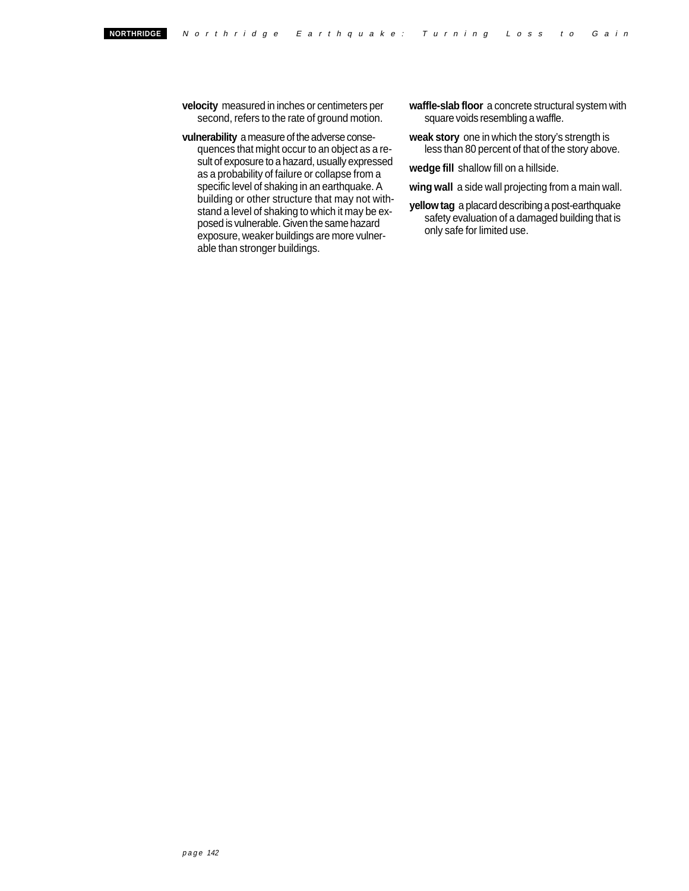**velocity** measured in inches or centimeters per second, refers to the rate of ground motion.

**vulnerability** a measure of the adverse consequences that might occur to an object as a result of exposure to a hazard, usually expressed as a probability of failure or collapse from a specific level of shaking in an earthquake. A building or other structure that may not withstand a level of shaking to which it may be exposed is vulnerable. Given the same hazard exposure, weaker buildings are more vulnerable than stronger buildings.

**waffle-slab floor** a concrete structural system with square voids resembling a waffle.

**weak story** one in which the story's strength is less than 80 percent of that of the story above.

**wedge fill** shallow fill on a hillside.

**wing wall** a side wall projecting from a main wall.

**yellow tag** a placard describing a post-earthquake safety evaluation of a damaged building that is only safe for limited use.